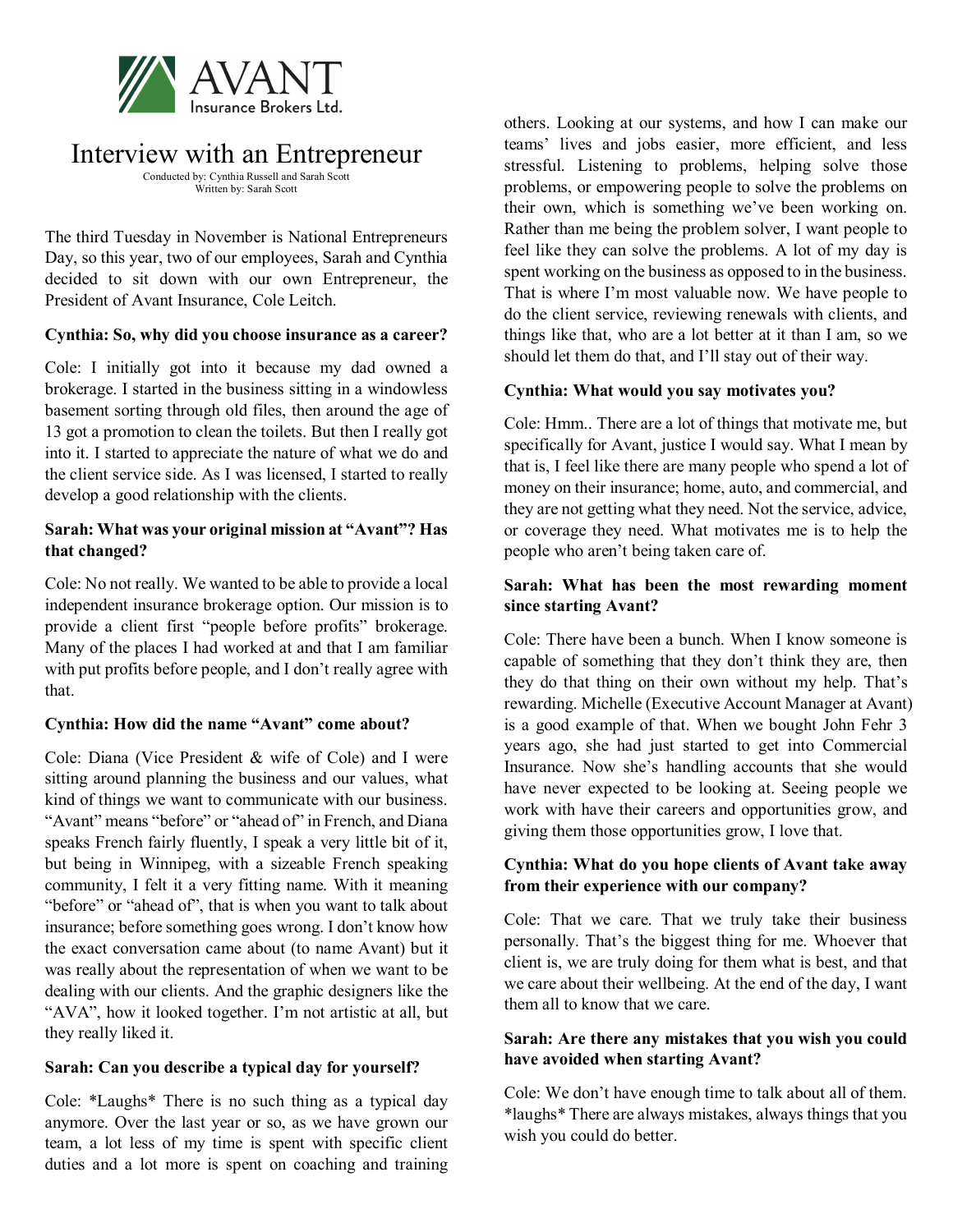AVANT Insurance Brokers Ltd.

# Interview with an Entrepreneur

Conducted by: Cynthia Russell and Sarah Scott
Written by: Sarah Scott

The third Tuesday in November is National Entrepreneurs Day, so this year, two of our employees, Sarah and Cynthia decided to sit down with our own Entrepreneur, the President of Avant Insurance, Cole Leitch.

**Cynthia: So, why did you choose insurance as a career?**

Cole: I initially got into it because my dad owned a brokerage. I started in the business sitting in a windowless basement sorting through old files, then around the age of 13 got a promotion to clean the toilets. But then I really got into it. I started to appreciate the nature of what we do and the client service side. As I was licensed, I started to really develop a good relationship with the clients.

**Sarah: What was your original mission at "Avant"? Has that changed?**

Cole: No not really. We wanted to be able to provide a local independent insurance brokerage option. Our mission is to provide a client first "people before profits" brokerage. Many of the places I had worked at and that I am familiar with put profits before people, and I don't really agree with that.

**Cynthia: How did the name "Avant" come about?**

Cole: Diana (Vice President & wife of Cole) and I were sitting around planning the business and our values, what kind of things we want to communicate with our business. "Avant" means "before" or "ahead of" in French, and Diana speaks French fairly fluently, I speak a very little bit of it, but being in Winnipeg, with a sizeable French speaking community, I felt it a very fitting name. With it meaning "before" or "ahead of", that is when you want to talk about insurance; before something goes wrong. I don't know how the exact conversation came about (to name Avant) but it was really about the representation of when we want to be dealing with our clients. And the graphic designers like the "AVA", how it looked together. I'm not artistic at all, but they really liked it.

**Sarah: Can you describe a typical day for yourself?**

Cole: *Laughs* There is no such thing as a typical day anymore. Over the last year or so, as we have grown our team, a lot less of my time is spent with specific client duties and a lot more is spent on coaching and training others. Looking at our systems, and how I can make our teams' lives and jobs easier, more efficient, and less stressful. Listening to problems, helping solve those problems, or empowering people to solve the problems on their own, which is something we've been working on. Rather than me being the problem solver, I want people to feel like they can solve the problems. A lot of my day is spent working on the business as opposed to in the business. That is where I'm most valuable now. We have people to do the client service, reviewing renewals with clients, and things like that, who are a lot better at it than I am, so we should let them do that, and I'll stay out of their way.

**Cynthia: What would you say motivates you?**

Cole: Hmm.. There are a lot of things that motivate me, but specifically for Avant, justice I would say. What I mean by that is, I feel like there are many people who spend a lot of money on their insurance; home, auto, and commercial, and they are not getting what they need. Not the service, advice, or coverage they need. What motivates me is to help the people who aren't being taken care of.

**Sarah: What has been the most rewarding moment since starting Avant?**

Cole: There have been a bunch. When I know someone is capable of something that they don't think they are, then they do that thing on their own without my help. That's rewarding. Michelle (Executive Account Manager at Avant) is a good example of that. When we bought John Fehr 3 years ago, she had just started to get into Commercial Insurance. Now she's handling accounts that she would have never expected to be looking at. Seeing people we work with have their careers and opportunities grow, and giving them those opportunities grow, I love that.

**Cynthia: What do you hope clients of Avant take away from their experience with our company?**

Cole: That we care. That we truly take their business personally. That's the biggest thing for me. Whoever that client is, we are truly doing for them what is best, and that we care about their wellbeing. At the end of the day, I want them all to know that we care.

**Sarah: Are there any mistakes that you wish you could have avoided when starting Avant?**

Cole: We don't have enough time to talk about all of them. *laughs* There are always mistakes, always things that you wish you could do better.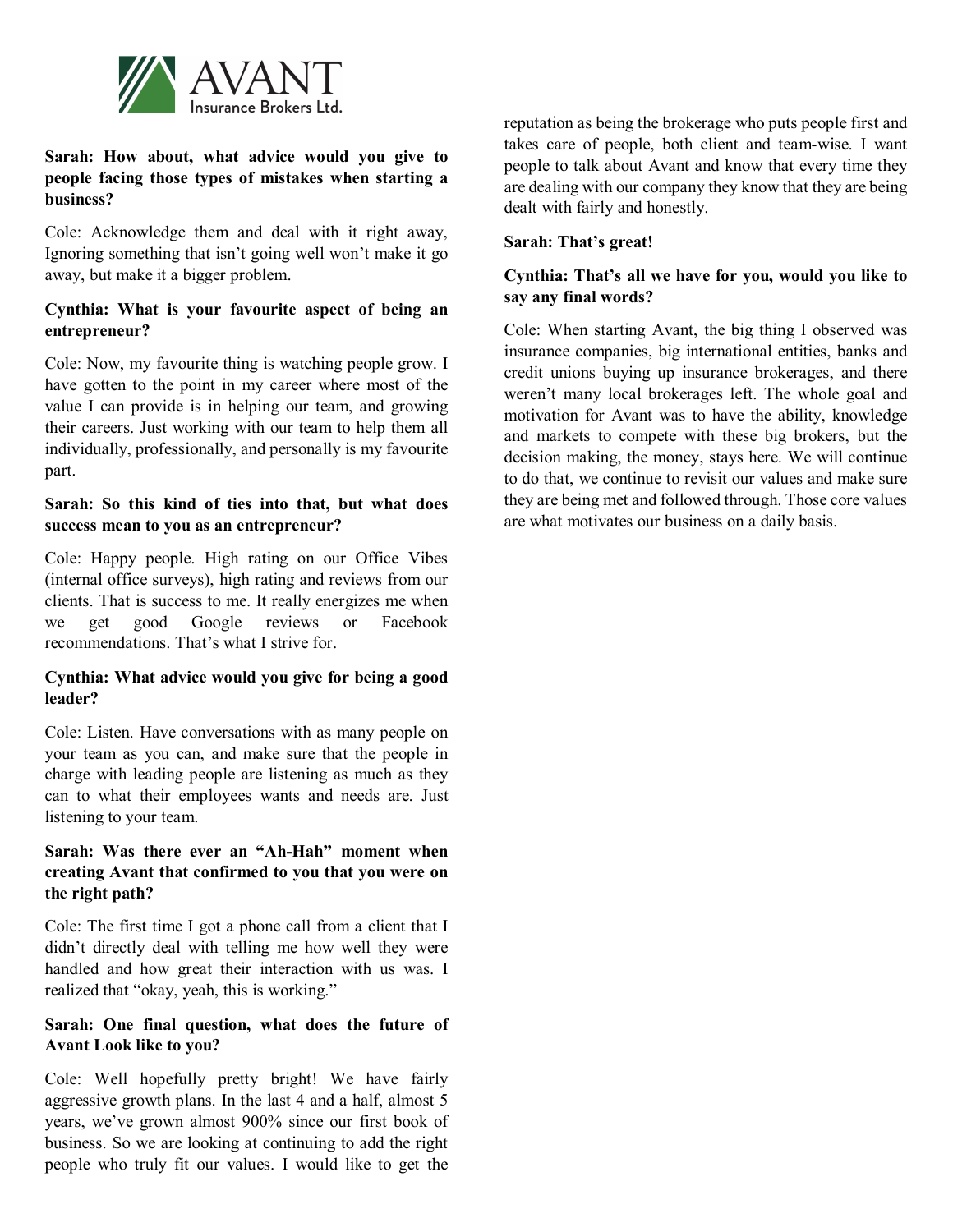**Sarah: How about, what advice would you give to people facing those types of mistakes when starting a business?**

Cole: Acknowledge them and deal with it right away, Ignoring something that isn't going well won't make it go away, but make it a bigger problem.

**Cynthia: What is your favourite aspect of being an entrepreneur?**

Cole: Now, my favourite thing is watching people grow. I have gotten to the point in my career where most of the value I can provide is in helping our team, and growing their careers. Just working with our team to help them all individually, professionally, and personally is my favourite part.

**Sarah: So this kind of ties into that, but what does success mean to you as an entrepreneur?**

Cole: Happy people. High rating on our Office Vibes (internal office surveys), high rating and reviews from our clients. That is success to me. It really energizes me when we get good Google reviews or Facebook recommendations. That's what I strive for.

**Cynthia: What advice would you give for being a good leader?**

Cole: Listen. Have conversations with as many people on your team as you can, and make sure that the people in charge with leading people are listening as much as they can to what their employees wants and needs are. Just listening to your team.

**Sarah: Was there ever an "Ah-Hah" moment when creating Avant that confirmed to you that you were on the right path?**

Cole: The first time I got a phone call from a client that I didn't directly deal with telling me how well they were handled and how great their interaction with us was. I realized that "okay, yeah, this is working."

**Sarah: One final question, what does the future of Avant Look like to you?**

Cole: Well hopefully pretty bright! We have fairly aggressive growth plans. In the last 4 and a half, almost 5 years, we've grown almost 900% since our first book of business. So we are looking at continuing to add the right people who truly fit our values. I would like to get the reputation as being the brokerage who puts people first and takes care of people, both client and team-wise. I want people to talk about Avant and know that every time they are dealing with our company they know that they are being dealt with fairly and honestly.

**Sarah: That's great!**

**Cynthia: That's all we have for you, would you like to say any final words?**

Cole: When starting Avant, the big thing I observed was insurance companies, big international entities, banks and credit unions buying up insurance brokerages, and there weren't many local brokerages left. The whole goal and motivation for Avant was to have the ability, knowledge and markets to compete with these big brokers, but the decision making, the money, stays here. We will continue to do that, we continue to revisit our values and make sure they are being met and followed through. Those core values are what motivates our business on a daily basis.